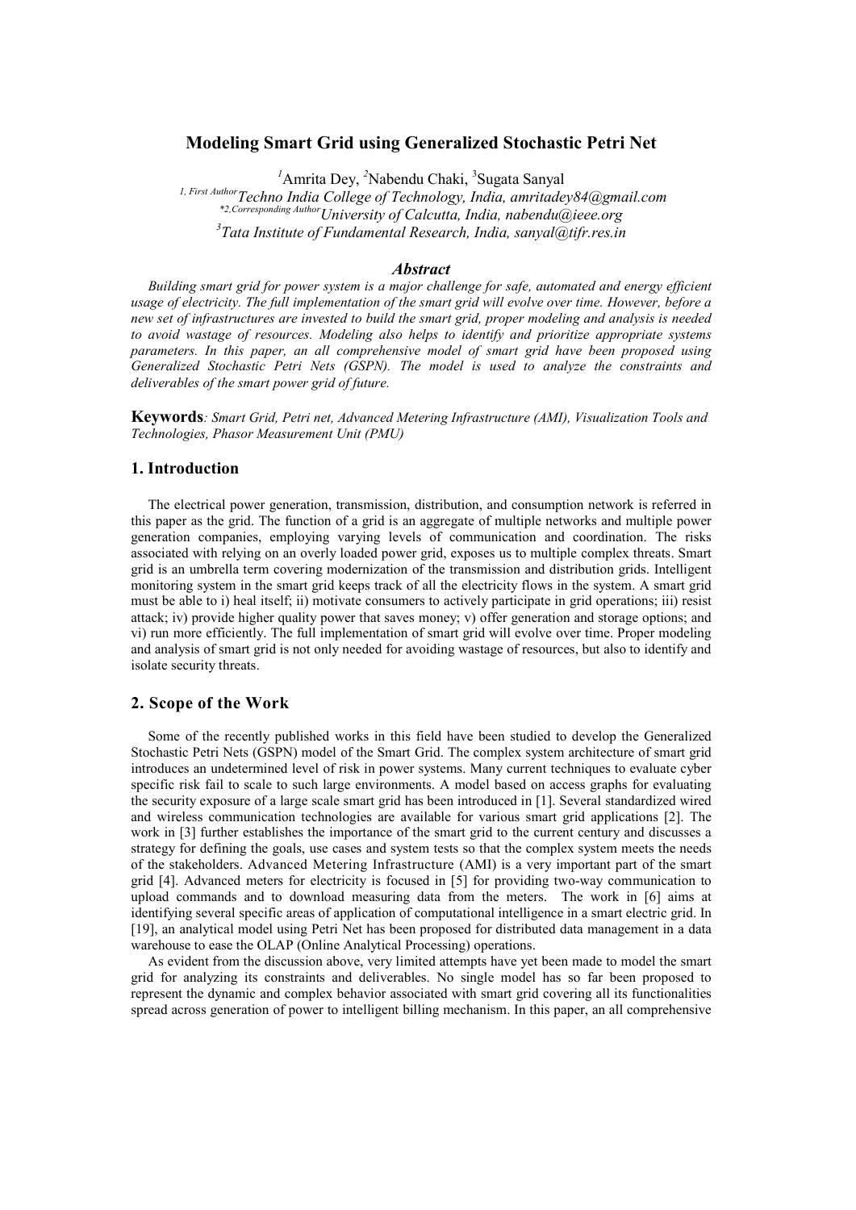# Modeling Smart Grid using Generalized Stochastic Petri Net

[1]Amrita Dey, [2]Nabendu Chaki, [3]Sugata Sanyal

[1, First Author] *Techno India College of Technology, India, amritadey84@gmail.com*

[*2,Corresponding Author] *University of Calcutta, India, nabendu@ieee.org*

[3] *Tata Institute of Fundamental Research, India, sanyal@tifr.res.in*

### *Abstract*

*Building smart grid for power system is a major challenge for safe, automated and energy efficient usage of electricity. The full implementation of the smart grid will evolve over time. However, before a new set of infrastructures are invested to build the smart grid, proper modeling and analysis is needed to avoid wastage of resources. Modeling also helps to identify and prioritize appropriate systems parameters. In this paper, an all comprehensive model of smart grid have been proposed using Generalized Stochastic Petri Nets (GSPN). The model is used to analyze the constraints and deliverables of the smart power grid of future.*

**Keywords***: Smart Grid, Petri net, Advanced Metering Infrastructure (AMI), Visualization Tools and Technologies, Phasor Measurement Unit (PMU)*

## 1. Introduction

The electrical power generation, transmission, distribution, and consumption network is referred in this paper as the grid. The function of a grid is an aggregate of multiple networks and multiple power generation companies, employing varying levels of communication and coordination. The risks associated with relying on an overly loaded power grid, exposes us to multiple complex threats. Smart grid is an umbrella term covering modernization of the transmission and distribution grids. Intelligent monitoring system in the smart grid keeps track of all the electricity flows in the system. A smart grid must be able to i) heal itself; ii) motivate consumers to actively participate in grid operations; iii) resist attack; iv) provide higher quality power that saves money; v) offer generation and storage options; and vi) run more efficiently. The full implementation of smart grid will evolve over time. Proper modeling and analysis of smart grid is not only needed for avoiding wastage of resources, but also to identify and isolate security threats.

## 2. Scope of the Work

Some of the recently published works in this field have been studied to develop the Generalized Stochastic Petri Nets (GSPN) model of the Smart Grid. The complex system architecture of smart grid introduces an undetermined level of risk in power systems. Many current techniques to evaluate cyber specific risk fail to scale to such large environments. A model based on access graphs for evaluating the security exposure of a large scale smart grid has been introduced in [1]. Several standardized wired and wireless communication technologies are available for various smart grid applications [2]. The work in [3] further establishes the importance of the smart grid to the current century and discusses a strategy for defining the goals, use cases and system tests so that the complex system meets the needs of the stakeholders. Advanced Metering Infrastructure (AMI) is a very important part of the smart grid [4]. Advanced meters for electricity is focused in [5] for providing two-way communication to upload commands and to download measuring data from the meters. The work in [6] aims at identifying several specific areas of application of computational intelligence in a smart electric grid. In [19], an analytical model using Petri Net has been proposed for distributed data management in a data warehouse to ease the OLAP (Online Analytical Processing) operations.

As evident from the discussion above, very limited attempts have yet been made to model the smart grid for analyzing its constraints and deliverables. No single model has so far been proposed to represent the dynamic and complex behavior associated with smart grid covering all its functionalities spread across generation of power to intelligent billing mechanism. In this paper, an all comprehensive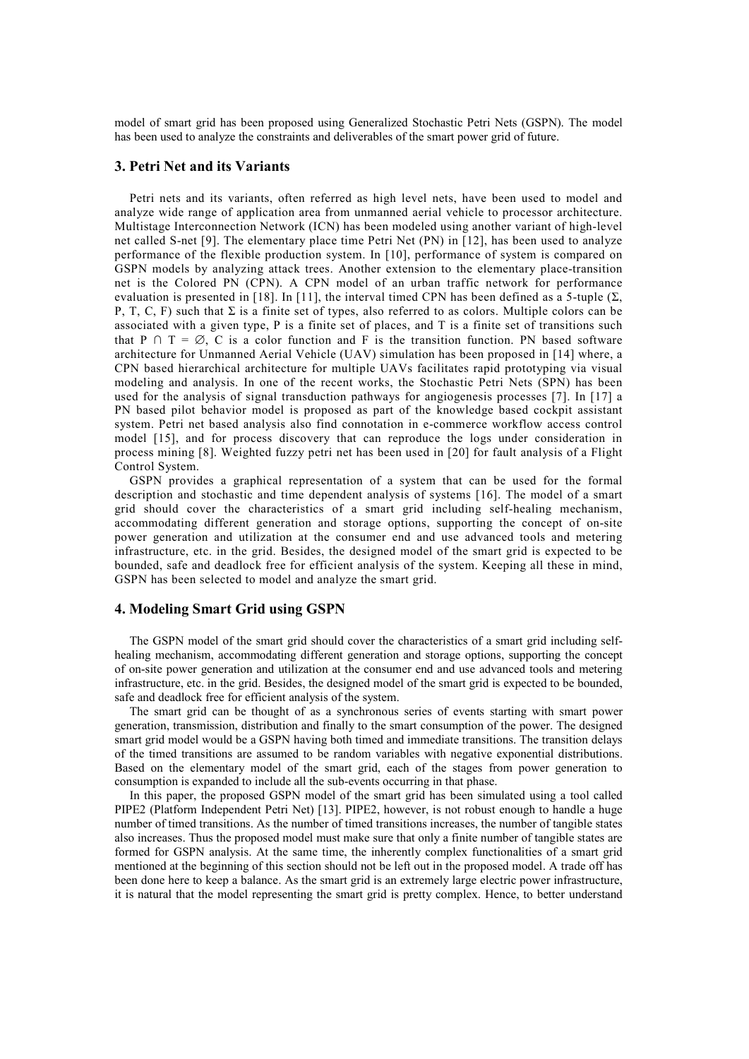model of smart grid has been proposed using Generalized Stochastic Petri Nets (GSPN). The model has been used to analyze the constraints and deliverables of the smart power grid of future.

## 3. Petri Net and its Variants

Petri nets and its variants, often referred as high level nets, have been used to model and analyze wide range of application area from unmanned aerial vehicle to processor architecture. Multistage Interconnection Network (ICN) has been modeled using another variant of high-level net called S-net [9]. The elementary place time Petri Net (PN) in [12], has been used to analyze performance of the flexible production system. In [10], performance of system is compared on GSPN models by analyzing attack trees. Another extension to the elementary place-transition net is the Colored PN (CPN). A CPN model of an urban traffic network for performance evaluation is presented in [18]. In [11], the interval timed CPN has been defined as a 5-tuple ($\Sigma$, P, T, C, F) such that $\Sigma$ is a finite set of types, also referred to as colors. Multiple colors can be associated with a given type, P is a finite set of places, and T is a finite set of transitions such that $P \cap T = \emptyset$, C is a color function and F is the transition function. PN based software architecture for Unmanned Aerial Vehicle (UAV) simulation has been proposed in [14] where, a CPN based hierarchical architecture for multiple UAVs facilitates rapid prototyping via visual modeling and analysis. In one of the recent works, the Stochastic Petri Nets (SPN) has been used for the analysis of signal transduction pathways for angiogenesis processes [7]. In [17] a PN based pilot behavior model is proposed as part of the knowledge based cockpit assistant system. Petri net based analysis also find connotation in e-commerce workflow access control model [15], and for process discovery that can reproduce the logs under consideration in process mining [8]. Weighted fuzzy petri net has been used in [20] for fault analysis of a Flight Control System.

GSPN provides a graphical representation of a system that can be used for the formal description and stochastic and time dependent analysis of systems [16]. The model of a smart grid should cover the characteristics of a smart grid including self-healing mechanism, accommodating different generation and storage options, supporting the concept of on-site power generation and utilization at the consumer end and use advanced tools and metering infrastructure, etc. in the grid. Besides, the designed model of the smart grid is expected to be bounded, safe and deadlock free for efficient analysis of the system. Keeping all these in mind, GSPN has been selected to model and analyze the smart grid.

## 4. Modeling Smart Grid using GSPN

The GSPN model of the smart grid should cover the characteristics of a smart grid including self-healing mechanism, accommodating different generation and storage options, supporting the concept of on-site power generation and utilization at the consumer end and use advanced tools and metering infrastructure, etc. in the grid. Besides, the designed model of the smart grid is expected to be bounded, safe and deadlock free for efficient analysis of the system.

The smart grid can be thought of as a synchronous series of events starting with smart power generation, transmission, distribution and finally to the smart consumption of the power. The designed smart grid model would be a GSPN having both timed and immediate transitions. The transition delays of the timed transitions are assumed to be random variables with negative exponential distributions. Based on the elementary model of the smart grid, each of the stages from power generation to consumption is expanded to include all the sub-events occurring in that phase.

In this paper, the proposed GSPN model of the smart grid has been simulated using a tool called PIPE2 (Platform Independent Petri Net) [13]. PIPE2, however, is not robust enough to handle a huge number of timed transitions. As the number of timed transitions increases, the number of tangible states also increases. Thus the proposed model must make sure that only a finite number of tangible states are formed for GSPN analysis. At the same time, the inherently complex functionalities of a smart grid mentioned at the beginning of this section should not be left out in the proposed model. A trade off has been done here to keep a balance. As the smart grid is an extremely large electric power infrastructure, it is natural that the model representing the smart grid is pretty complex. Hence, to better understand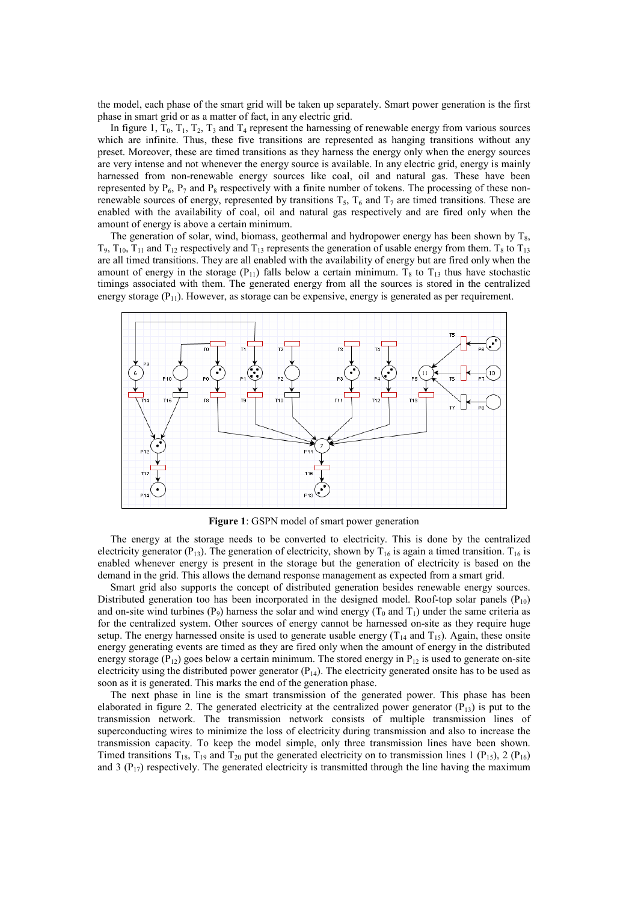the model, each phase of the smart grid will be taken up separately. Smart power generation is the first phase in smart grid or as a matter of fact, in any electric grid.

In figure 1, $T_0$, $T_1$, $T_2$, $T_3$ and $T_4$ represent the harnessing of renewable energy from various sources which are infinite. Thus, these five transitions are represented as hanging transitions without any preset. Moreover, these are timed transitions as they harness the energy only when the energy sources are very intense and not whenever the energy source is available. In any electric grid, energy is mainly harnessed from non-renewable energy sources like coal, oil and natural gas. These have been represented by $P_6$, $P_7$ and $P_8$ respectively with a finite number of tokens. The processing of these non-renewable sources of energy, represented with transitions $T_5$, $T_6$ and $T_7$ are timed transitions. These are enabled with the availability of coal, oil and natural gas respectively and are fired only when the amount of energy is above a certain minimum.

The generation of solar, wind, biomass, geothermal and hydropower energy has been shown by $T_8$, $T_9$, $T_{10}$, $T_{11}$ and $T_{12}$ respectively and $T_{13}$ represents the generation of usable energy from them. $T_8$ to $T_{13}$ are all timed transitions. They are all enabled with the availability of energy but are fired only when the amount of energy in the storage ($P_{11}$) falls below a certain minimum. $T_8$ to $T_{13}$ thus have stochastic timings associated with them. The generated energy from all the sources is stored in the centralized energy storage ($P_{11}$). However, as storage can be expensive, energy is generated as per requirement.

**Figure 1**: GSPN model of smart power generation

The energy at the storage needs to be converted to electricity. This is done by the centralized electricity generator ($P_{13}$). The generation of electricity, shown by $T_{16}$ is again a timed transition. $T_{16}$ is enabled whenever energy is present in the storage but the generation of electricity is based on the demand in the grid. This allows the demand response management as expected from a smart grid.

Smart grid also supports the concept of distributed generation besides renewable energy sources. Distributed generation too has been incorporated in the designed model. Roof-top solar panels ($P_{10}$) and on-site wind turbines ($P_9$) harness the solar and wind energy ($T_0$ and $T_1$) under the same criteria as for the centralized system. Other sources of energy cannot be harnessed on-site as they require huge setup. The energy harnessed onsite is used to generate usable energy ($T_{14}$ and $T_{15}$). Again, these onsite energy generating events are timed as they are fired only when the amount of energy in the distributed energy storage ($P_{12}$) goes below a certain minimum. The stored energy in $P_{12}$ is used to generate on-site electricity using the distributed power generator ($P_{14}$). The electricity generated onsite has to be used as soon as it is generated. This marks the end of the generation phase.

The next phase in line is the smart transmission of the generated power. This phase has been elaborated in figure 2. The generated electricity at the centralized power generator ($P_{13}$) is put to the transmission network. The transmission network consists of multiple transmission lines of superconducting wires to minimize the loss of electricity during transmission and also to increase the transmission capacity. To keep the model simple, only three transmission lines have been shown. Timed transitions $T_{18}$, $T_{19}$ and $T_{20}$ put the generated electricity on to transmission lines 1 ($P_{15}$), 2 ($P_{16}$) and 3 ($P_{17}$) respectively. The generated electricity is transmitted through the line having the maximum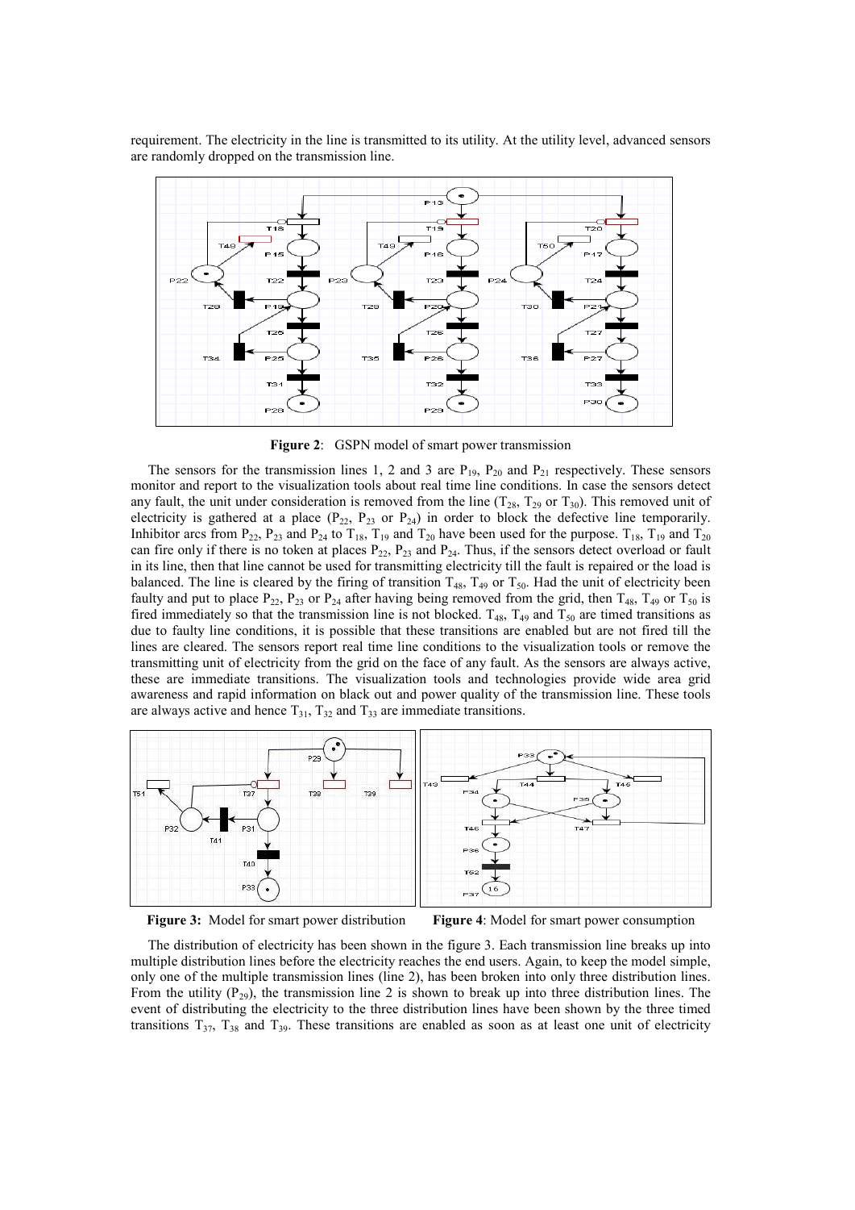requirement. The electricity in the line is transmitted to its utility. At the utility level, advanced sensors are randomly dropped on the transmission line.

**Figure 2**: GSPN model of smart power transmission

The sensors for the transmission lines 1, 2 and 3 are $P_{19}$, $P_{20}$ and $P_{21}$ respectively. These sensors monitor and report to the visualization tools about real time line conditions. In case the sensors detect any fault, the unit under consideration is removed from the line ($T_{28}$, $T_{29}$ or $T_{30}$). This removed unit of electricity is gathered at a place ($P_{22}$, $P_{23}$ or $P_{24}$) in order to block the defective line temporarily. Inhibitor arcs from $P_{22}$, $P_{23}$ and $P_{24}$ to $T_{18}$, $T_{19}$ and $T_{20}$ have been used for the purpose. $T_{18}$, $T_{19}$ and $T_{20}$ can fire only if there is no token at places $P_{22}$, $P_{23}$ and $P_{24}$. Thus, if the sensors detect overload or fault in its line, then that line cannot be used for transmitting electricity till the fault is repaired or the load is balanced. The line is cleared by the firing of transition $T_{48}$, $T_{49}$ or $T_{50}$. Had the unit of electricity been faulty and put to place $P_{22}$, $P_{23}$ or $P_{24}$ after having being removed from the grid, then $T_{48}$, $T_{49}$ or $T_{50}$ is fired immediately so that the transmission line is not blocked. $T_{48}$, $T_{49}$ and $T_{50}$ are timed transitions as due to faulty line conditions, it is possible that these transitions are enabled but are not fired till the lines are cleared. The sensors report real time line conditions to the visualization tools or remove the transmitting unit of electricity from the grid on the face of any fault. As the sensors are always active, these are immediate transitions. The visualization tools and technologies provide wide area grid awareness and rapid information on black out and power quality of the transmission line. These tools are always active and hence $T_{31}$, $T_{32}$ and $T_{33}$ are immediate transitions.

**Figure 3:** Model for smart power distribution

**Figure 4**: Model for smart power consumption

The distribution of electricity has been shown in the figure 3. Each transmission line breaks up into multiple distribution lines before the electricity reaches the end users. Again, to keep the model simple, only one of the multiple transmission lines (line 2), has been broken into only three distribution lines. From the utility ($P_{29}$), the transmission line 2 is shown to break up into three distribution lines. The event of distributing the electricity to the three distribution lines have been shown by the three timed transitions $T_{37}$, $T_{38}$ and $T_{39}$. These transitions are enabled as soon as at least one unit of electricity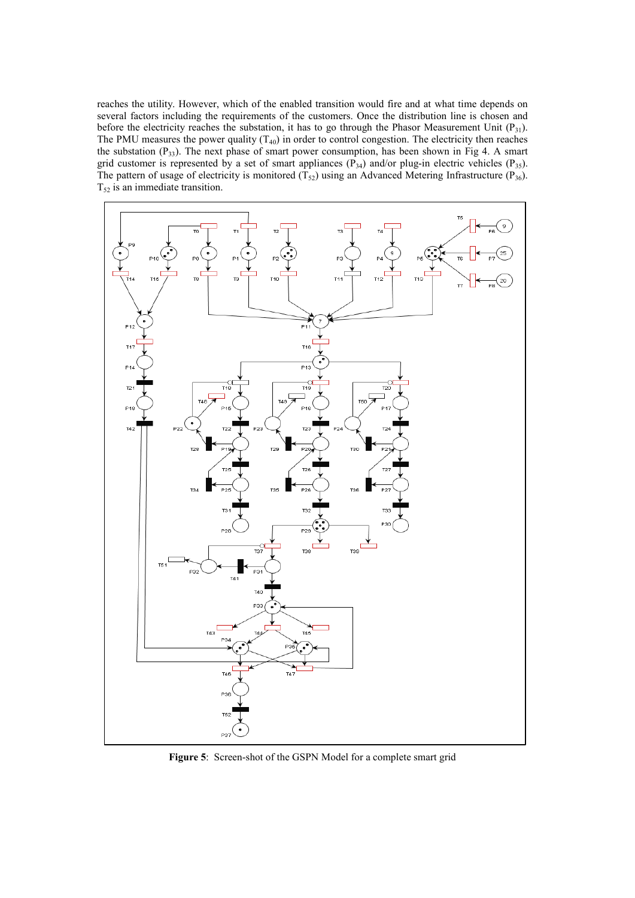reaches the utility. However, which of the enabled transition would fire and at what time depends on several factors including the requirements of the customers. Once the distribution line is chosen and before the electricity reaches the substation, it has to go through the Phasor Measurement Unit ($P_{31}$). The PMU measures the power quality ($T_{40}$) in order to control congestion. The electricity then reaches the substation ($P_{33}$). The next phase of smart power consumption, has been shown in Fig 4. A smart grid customer is represented by a set of smart appliances ($P_{34}$) and/or plug-in electric vehicles ($P_{35}$). The pattern of usage of electricity is monitored ($T_{52}$) using an Advanced Metering Infrastructure ($P_{36}$). $T_{52}$ is an immediate transition.

**Figure 5**: Screen-shot of the GSPN Model for a complete smart grid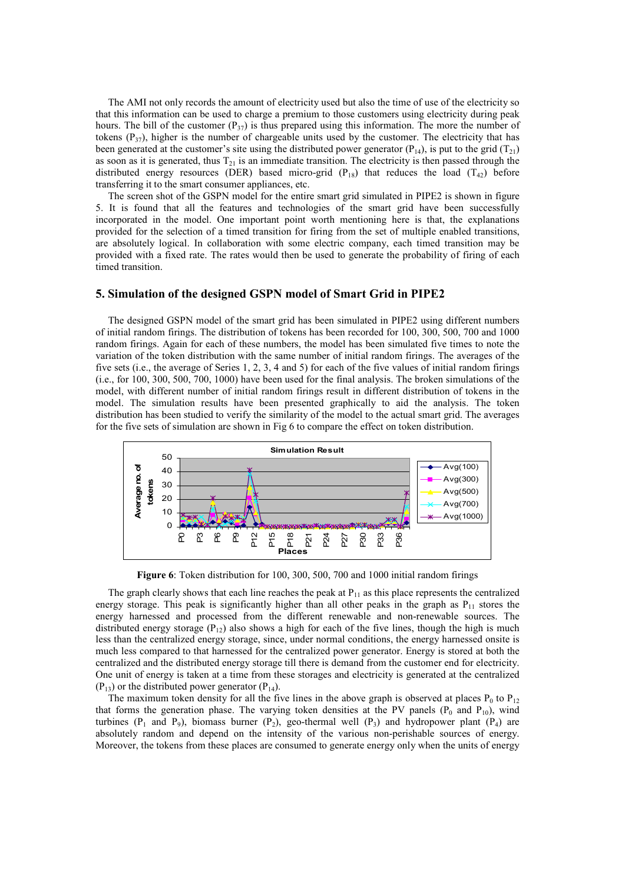The AMI not only records the amount of electricity used but also the time of use of the electricity so that this information can be used to charge a premium to those customers using electricity during peak hours. The bill of the customer ($P_{37}$) is thus prepared using this information. The more the number of tokens ($P_{37}$), higher is the number of chargeable units used by the customer. The electricity that has been generated at the customer's site using the distributed power generator ($P_{14}$), is put to the grid ($T_{21}$) as soon as it is generated, thus $T_{21}$ is an immediate transition. The electricity is then passed through the distributed energy resources (DER) based micro-grid ($P_{18}$) that reduces the load ($T_{42}$) before transferring it to the smart consumer appliances, etc.

The screen shot of the GSPN model for the entire smart grid simulated in PIPE2 is shown in figure 5. It is found that all the features and technologies of the smart grid have been successfully incorporated in the model. One important point worth mentioning here is that, the explanations provided for the selection of a timed transition for firing from the set of multiple enabled transitions, are absolutely logical. In collaboration with some electric company, each timed transition may be provided with a fixed rate. The rates would then be used to generate the probability of firing of each timed transition.

## 5. Simulation of the designed GSPN model of Smart Grid in PIPE2

The designed GSPN model of the smart grid has been simulated in PIPE2 using different numbers of initial random firings. The distribution of tokens has been recorded for 100, 300, 500, 700 and 1000 random firings. Again for each of these numbers, the model has been simulated five times to note the variation of the token distribution with the same number of initial random firings. The averages of the five sets (i.e., the average of Series 1, 2, 3, 4 and 5) for each of the five values of initial random firings (i.e., for 100, 300, 500, 700, 1000) have been used for the final analysis. The broken simulations of the model, with different number of initial random firings result in different distribution of tokens in the model. The simulation results have been presented graphically to aid the analysis. The token distribution has been studied to verify the similarity of the model to the actual smart grid. The averages for the five sets of simulation are shown in Fig 6 to compare the effect on token distribution.

**Figure 6**: Token distribution for 100, 300, 500, 700 and 1000 initial random firings

The graph clearly shows that each line reaches the peak at $P_{11}$ as this place represents the centralized energy storage. This peak is significantly higher than all other peaks in the graph as $P_{11}$ stores the energy harnessed and processed from the different renewable and non-renewable sources. The distributed energy storage ($P_{12}$) also shows a high for each of the five lines, though the high is much less than the centralized energy storage, since, under normal conditions, the energy harnessed onsite is much less compared to that harnessed for the centralized power generator. Energy is stored at both the centralized and the distributed energy storage till there is demand from the customer end for electricity. One unit of energy is taken at a time from these storages and electricity is generated at the centralized ($P_{13}$) or the distributed power generator ($P_{14}$).

The maximum token density for all the five lines in the above graph is observed at places $P_0$ to $P_{12}$ that forms the generation phase. The varying token densities at the PV panels ($P_0$ and $P_{10}$), wind turbines ($P_1$ and $P_9$), biomass burner ($P_2$), geo-thermal well ($P_3$) and hydropower plant ($P_4$) are absolutely random and depend on the intensity of the various non-perishable sources of energy. Moreover, the tokens from these places are consumed to generate energy only when the units of energy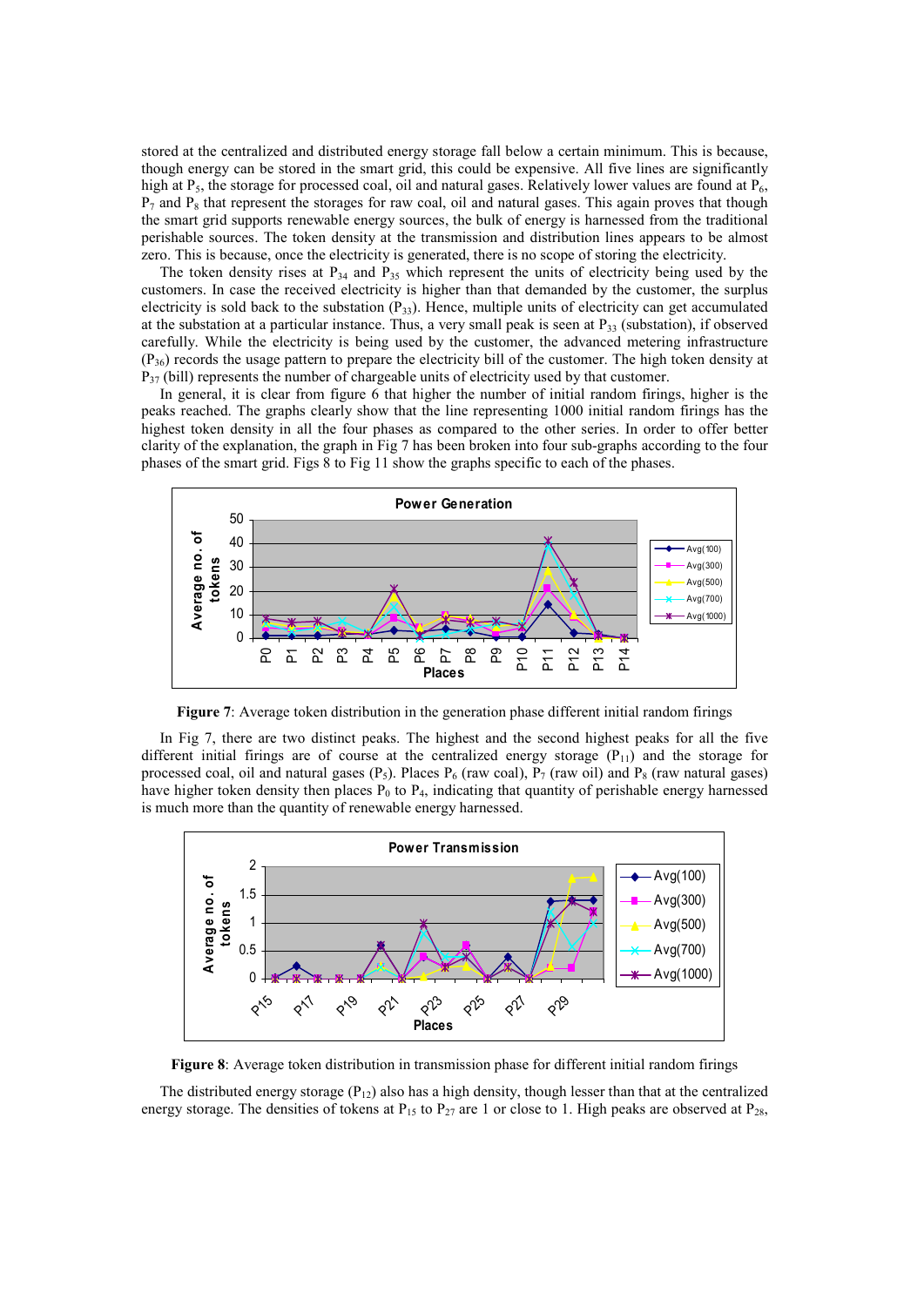stored at the centralized and distributed energy storage fall below a certain minimum. This is because, though energy can be stored in the smart grid, this could be expensive. All five lines are significantly high at $P_5$, the storage for processed coal, oil and natural gases. Relatively lower values are found at $P_6$, $P_7$ and $P_8$ that represent the storages for raw coal, oil and natural gases. This again proves that though the smart grid supports renewable energy sources, the bulk of energy is harnessed from the traditional perishable sources. The token density at the transmission and distribution lines appears to be almost zero. This is because, once the electricity is generated, there is no scope of storing the electricity.

The token density rises at $P_{34}$ and $P_{35}$ which represent the units of electricity being used by the customers. In case the received electricity is higher than that demanded by the customer, the surplus electricity is sold back to the substation ($P_{33}$). Hence, multiple units of electricity can get accumulated at the substation at a particular instance. Thus, a very small peak is seen at $P_{33}$ (substation), if observed carefully. While the electricity is being used by the customer, the advanced metering infrastructure ($P_{36}$) records the usage pattern to prepare the electricity bill of the customer. The high token density at $P_{37}$ (bill) represents the number of chargeable units of electricity used by that customer.

In general, it is clear from figure 6 that higher the number of initial random firings, higher is the peaks reached. The graphs clearly show that the line representing 1000 initial random firings has the highest token density in all the four phases as compared to the other series. In order to offer better clarity of the explanation, the graph in Fig 7 has been broken into four sub-graphs according to the four phases of the smart grid. Figs 8 to Fig 11 show the graphs specific to each of the phases.

**Figure 7**: Average token distribution in the generation phase different initial random firings

In Fig 7, there are two distinct peaks. The highest and the second highest peaks for all the five different initial firings are of course at the centralized energy storage ($P_{11}$) and the storage for processed coal, oil and natural gases ($P_5$). Places $P_6$ (raw coal), $P_7$ (raw oil) and $P_8$ (raw natural gases) have higher token density then places $P_0$ to $P_4$, indicating that quantity of perishable energy harnessed is much more than the quantity of renewable energy harnessed.

**Figure 8**: Average token distribution in transmission phase for different initial random firings

The distributed energy storage ($P_{12}$) also has a high density, though lesser than that at the centralized energy storage. The densities of tokens at $P_{15}$ to $P_{27}$ are 1 or close to 1. High peaks are observed at $P_{28}$,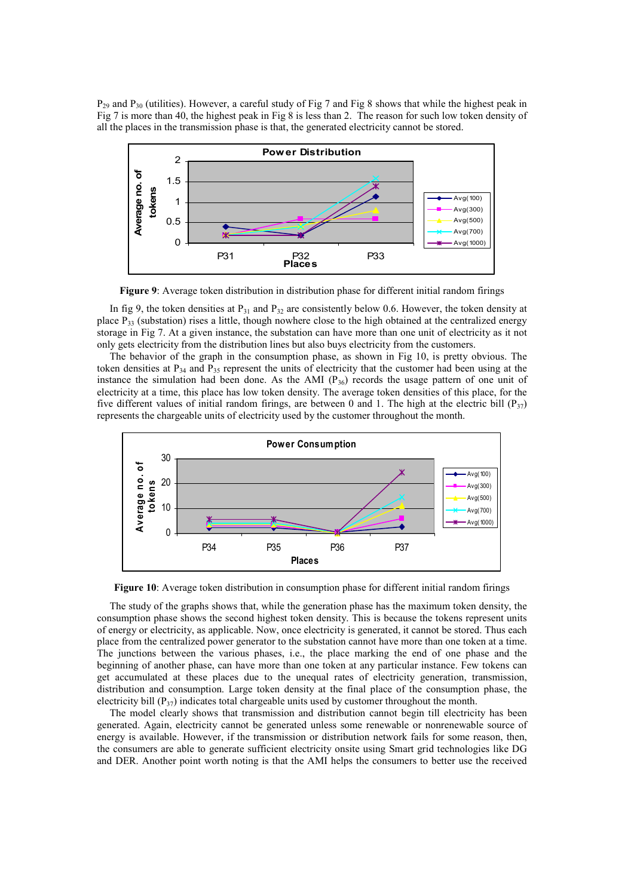$P_{29}$ and $P_{30}$ (utilities). However, a careful study of Fig 7 and Fig 8 shows that while the highest peak in Fig 7 is more than 40, the highest peak in Fig 8 is less than 2. The reason for such low token density of all the places in the transmission phase is that, the generated electricity cannot be stored.

**Figure 9**: Average token distribution in distribution phase for different initial random firings

In fig 9, the token densities at $P_{31}$ and $P_{32}$ are consistently below 0.6. However, the token density at place $P_{33}$ (substation) rises a little, though nowhere close to the high obtained at the centralized energy storage in Fig 7. At a given instance, the substation can have more than one unit of electricity as it not only gets electricity from the distribution lines but also buys electricity from the customers.

The behavior of the graph in the consumption phase, as shown in Fig 10, is pretty obvious. The token densities at $P_{34}$ and $P_{35}$ represent the units of electricity that the customer had been using at the instance the simulation had been done. As the AMI ($P_{36}$) records the usage pattern of one unit of electricity at a time, this place has low token density. The average token densities of this place, for the five different values of initial random firings, are between 0 and 1. The high at the electric bill ($P_{37}$) represents the chargeable units of electricity used by the customer throughout the month.

**Figure 10**: Average token distribution in consumption phase for different initial random firings

The study of the graphs shows that, while the generation phase has the maximum token density, the consumption phase shows the second highest token density. This is because the tokens represent units of energy or electricity, as applicable. Now, once electricity is generated, it cannot be stored. Thus each place from the centralized power generator to the substation cannot have more than one token at a time. The junctions between the various phases, i.e., the place marking the end of one phase and the beginning of another phase, can have more than one token at any particular instance. Few tokens can get accumulated at these places due to the unequal rates of electricity generation, transmission, distribution and consumption. Large token density at the final place of the consumption phase, the electricity bill ($P_{37}$) indicates total chargeable units used by customer throughout the month.

The model clearly shows that transmission and distribution cannot begin till electricity has been generated. Again, electricity cannot be generated unless some renewable or nonrenewable source of energy is available. However, if the transmission or distribution network fails for some reason, then, the consumers are able to generate sufficient electricity onsite using Smart grid technologies like DG and DER. Another point worth noting is that the AMI helps the consumers to better use the received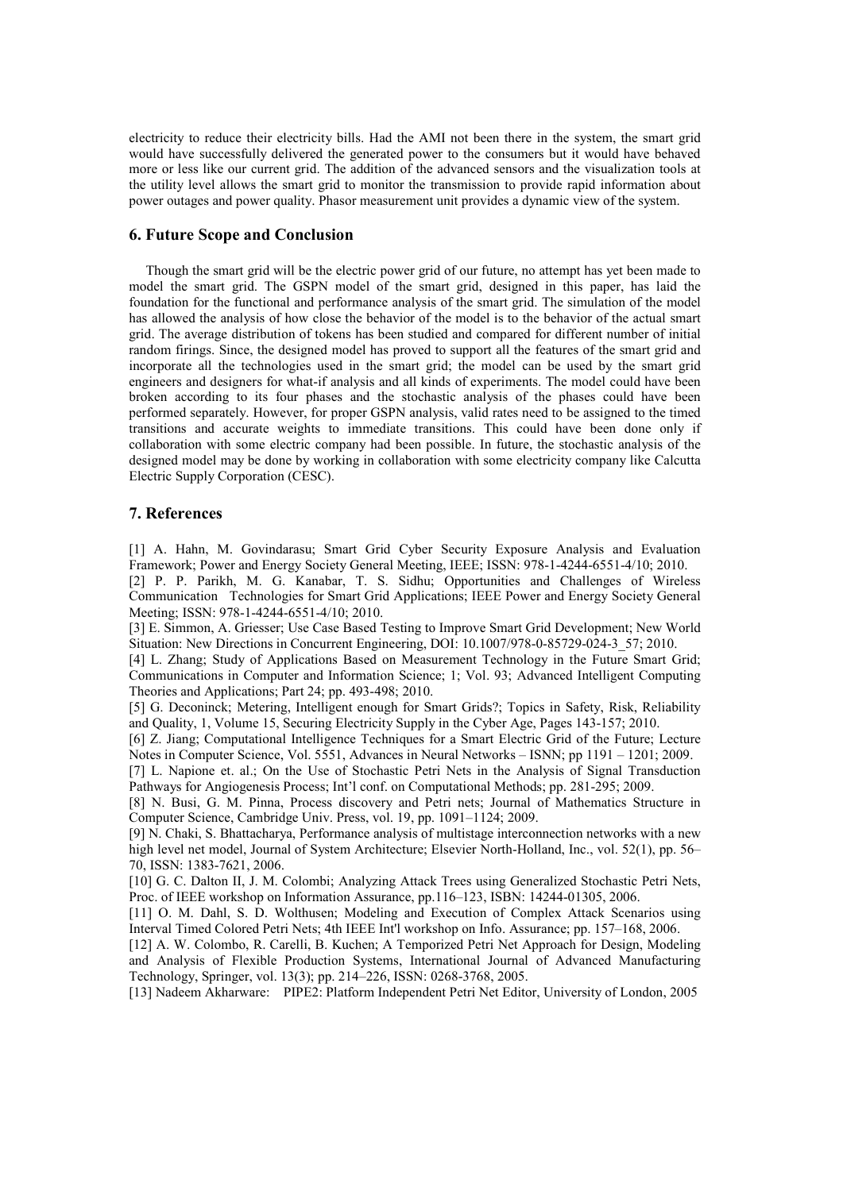electricity to reduce their electricity bills. Had the AMI not been there in the system, the smart grid would have successfully delivered the generated power to the consumers but it would have behaved more or less like our current grid. The addition of the advanced sensors and the visualization tools at the utility level allows the smart grid to monitor the transmission to provide rapid information about power outages and power quality. Phasor measurement unit provides a dynamic view of the system.

## 6. Future Scope and Conclusion

Though the smart grid will be the electric power grid of our future, no attempt has yet been made to model the smart grid. The GSPN model of the smart grid, designed in this paper, has laid the foundation for the functional and performance analysis of the smart grid. The simulation of the model has allowed the analysis of how close the behavior of the model is to the behavior of the actual smart grid. The average distribution of tokens has been studied and compared for different number of initial random firings. Since, the designed model has proved to support all the features of the smart grid and incorporate all the technologies used in the smart grid; the model can be used by the smart grid engineers and designers for what-if analysis and all kinds of experiments. The model could have been broken according to its four phases and the stochastic analysis of the phases could have been performed separately. However, for proper GSPN analysis, valid rates need to be assigned to the timed transitions and accurate weights to immediate transitions. This could have been done only if collaboration with some electric company had been possible. In future, the stochastic analysis of the designed model may be done by working in collaboration with some electricity company like Calcutta Electric Supply Corporation (CESC).

## 7. References

[1] A. Hahn, M. Govindarasu; Smart Grid Cyber Security Exposure Analysis and Evaluation Framework; Power and Energy Society General Meeting, IEEE; ISSN: 978-1-4244-6551-4/10; 2010.

[2] P. P. Parikh, M. G. Kanabar, T. S. Sidhu; Opportunities and Challenges of Wireless Communication Technologies for Smart Grid Applications; IEEE Power and Energy Society General Meeting; ISSN: 978-1-4244-6551-4/10; 2010.

[3] E. Simmon, A. Griesser; Use Case Based Testing to Improve Smart Grid Development; New World Situation: New Directions in Concurrent Engineering, DOI: 10.1007/978-0-85729-024-3_57; 2010.

[4] L. Zhang; Study of Applications Based on Measurement Technology in the Future Smart Grid; Communications in Computer and Information Science; 1; Vol. 93; Advanced Intelligent Computing Theories and Applications; Part 24; pp. 493-498; 2010.

[5] G. Deconinck; Metering, Intelligent enough for Smart Grids?; Topics in Safety, Risk, Reliability and Quality, 1, Volume 15, Securing Electricity Supply in the Cyber Age, Pages 143-157; 2010.

[6] Z. Jiang; Computational Intelligence Techniques for a Smart Electric Grid of the Future; Lecture Notes in Computer Science, Vol. 5551, Advances in Neural Networks – ISNN; pp 1191 – 1201; 2009.

[7] L. Napione et. al.; On the Use of Stochastic Petri Nets in the Analysis of Signal Transduction Pathways for Angiogenesis Process; Int'l conf. on Computational Methods; pp. 281-295; 2009.

[8] N. Busi, G. M. Pinna, Process discovery and Petri nets; Journal of Mathematics Structure in Computer Science, Cambridge Univ. Press, vol. 19, pp. 1091–1124; 2009.

[9] N. Chaki, S. Bhattacharya, Performance analysis of multistage interconnection networks with a new high level net model, Journal of System Architecture; Elsevier North-Holland, Inc., vol. 52(1), pp. 56–70, ISSN: 1383-7621, 2006.

[10] G. C. Dalton II, J. M. Colombi; Analyzing Attack Trees using Generalized Stochastic Petri Nets, Proc. of IEEE workshop on Information Assurance, pp.116–123, ISBN: 14244-01305, 2006.

[11] O. M. Dahl, S. D. Wolthusen; Modeling and Execution of Complex Attack Scenarios using Interval Timed Colored Petri Nets; 4th IEEE Int'l workshop on Info. Assurance; pp. 157–168, 2006.

[12] A. W. Colombo, R. Carelli, B. Kuchen; A Temporized Petri Net Approach for Design, Modeling and Analysis of Flexible Production Systems, International Journal of Advanced Manufacturing Technology, Springer, vol. 13(3); pp. 214–226, ISSN: 0268-3768, 2005.

[13] Nadeem Akharware: PIPE2: Platform Independent Petri Net Editor, University of London, 2005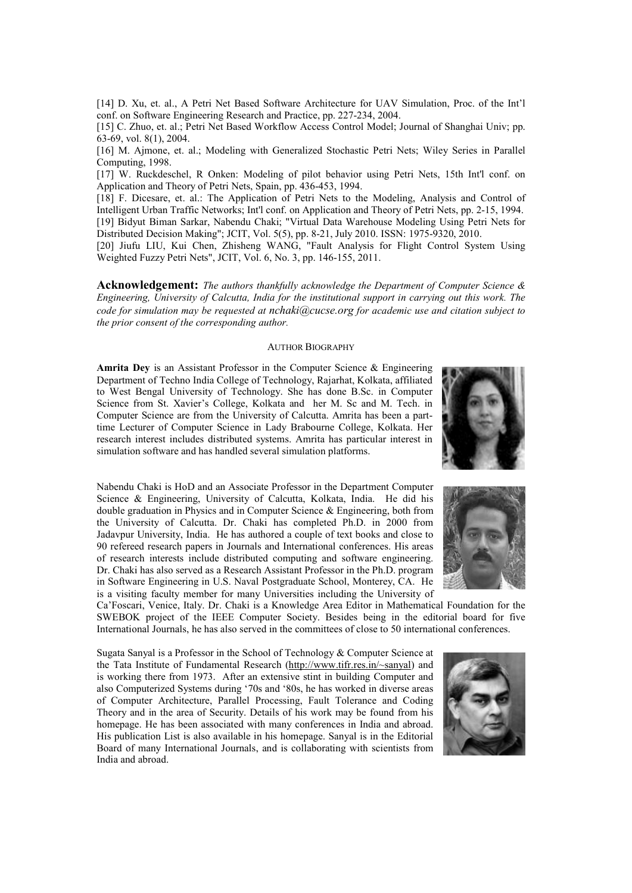[14] D. Xu, et. al., A Petri Net Based Software Architecture for UAV Simulation, Proc. of the Int'l conf. on Software Engineering Research and Practice, pp. 227-234, 2004.

[15] C. Zhuo, et. al.; Petri Net Based Workflow Access Control Model; Journal of Shanghai Univ; pp. 63-69, vol. 8(1), 2004.

[16] M. Ajmone, et. al.; Modeling with Generalized Stochastic Petri Nets; Wiley Series in Parallel Computing, 1998.

[17] W. Ruckdeschel, R Onken: Modeling of pilot behavior using Petri Nets, 15th Int'l conf. on Application and Theory of Petri Nets, Spain, pp. 436-453, 1994.

[18] F. Dicesare, et. al.: The Application of Petri Nets to the Modeling, Analysis and Control of Intelligent Urban Traffic Networks; Int'l conf. on Application and Theory of Petri Nets, pp. 2-15, 1994.

[19] Bidyut Biman Sarkar, Nabendu Chaki; "Virtual Data Warehouse Modeling Using Petri Nets for Distributed Decision Making"; JCIT, Vol. 5(5), pp. 8-21, July 2010. ISSN: 1975-9320, 2010.

[20] Jiufu LIU, Kui Chen, Zhisheng WANG, "Fault Analysis for Flight Control System Using Weighted Fuzzy Petri Nets", JCIT, Vol. 6, No. 3, pp. 146-155, 2011.

**Acknowledgement:** *The authors thankfully acknowledge the Department of Computer Science & Engineering, University of Calcutta, India for the institutional support in carrying out this work. The code for simulation may be requested at nchaki@cucse.org for academic use and citation subject to the prior consent of the corresponding author.*

## AUTHOR BIOGRAPHY

**Amrita Dey** is an Assistant Professor in the Computer Science & Engineering Department of Techno India College of Technology, Rajarhat, Kolkata, affiliated to West Bengal University of Technology. She has done B.Sc. in Computer Science from St. Xavier's College, Kolkata and her M. Sc and M. Tech. in Computer Science are from the University of Calcutta. Amrita has been a part-time Lecturer of Computer Science in Lady Brabourne College, Kolkata. Her research interest includes distributed systems. Amrita has particular interest in simulation software and has handled several simulation platforms.

Nabendu Chaki is HoD and an Associate Professor in the Department Computer Science & Engineering, University of Calcutta, Kolkata, India. He did his double graduation in Physics and in Computer Science & Engineering, both from the University of Calcutta. Dr. Chaki has completed Ph.D. in 2000 from Jadavpur University, India. He has authored a couple of text books and close to 90 refereed research papers in Journals and International conferences. His areas of research interests include distributed computing and software engineering. Dr. Chaki has also served as a Research Assistant Professor in the Ph.D. program in Software Engineering in U.S. Naval Postgraduate School, Monterey, CA. He is a visiting faculty member for many Universities including the University of Ca'Foscari, Venice, Italy. Dr. Chaki is a Knowledge Area Editor in Mathematical Foundation for the SWEBOK project of the IEEE Computer Society. Besides being in the editorial board for five International Journals, he has also served in the committees of close to 50 international conferences.

Sugata Sanyal is a Professor in the School of Technology & Computer Science at the Tata Institute of Fundamental Research (http://www.tifr.res.in/~sanyal) and is working there from 1973. After an extensive stint in building Computer and also Computerized Systems during '70s and '80s, he has worked in diverse areas of Computer Architecture, Parallel Processing, Fault Tolerance and Coding Theory and in the area of Security. Details of his work may be found from his homepage. He has been associated with many conferences in India and abroad. His publication List is also available in his homepage. Sanyal is in the Editorial Board of many International Journals, and is collaborating with scientists from India and abroad.